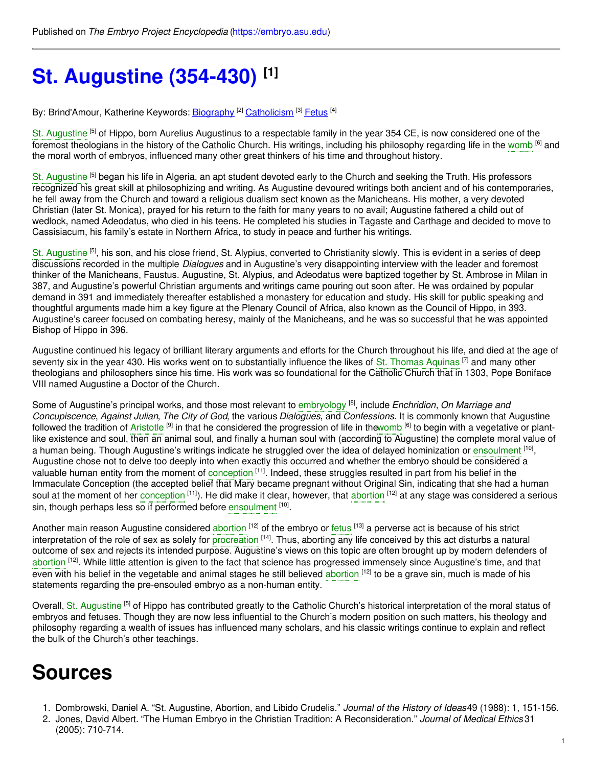Published on *The Embryo Project Encyclopedia* (https://embryo.asu.edu)

# St. Augustine (354-430) [1]

By: Brind'Amour, Katherine Keywords: Biography [2] Catholicism [3] Fetus [4]

St. Augustine [5] of Hippo, born Aurelius Augustinus to a respectable family in the year 354 CE, is now considered one of the foremost theologians in the history of the Catholic Church. His writings, including his philosophy regarding life in the womb [6] and the moral worth of embryos, influenced many other great thinkers of his time and throughout history.

St. Augustine [5] began his life in Algeria, an apt student devoted early to the Church and seeking the Truth. His professors recognized his great skill at philosophizing and writing. As Augustine devoured writings both ancient and of his contemporaries, he fell away from the Church and toward a religious dualism sect known as the Manicheans. His mother, a very devoted Christian (later St. Monica), prayed for his return to the faith for many years to no avail; Augustine fathered a child out of wedlock, named Adeodatus, who died in his teens. He completed his studies in Tagaste and Carthage and decided to move to Cassisiacum, his family's estate in Northern Africa, to study in peace and further his writings.

St. Augustine [5], his son, and his close friend, St. Alypius, converted to Christianity slowly. This is evident in a series of deep discussions recorded in the multiple *Dialogues* and in Augustine's very disappointing interview with the leader and foremost thinker of the Manicheans, Faustus. Augustine, St. Alypius, and Adeodatus were baptized together by St. Ambrose in Milan in 387, and Augustine's powerful Christian arguments and writings came pouring out soon after. He was ordained by popular demand in 391 and immediately thereafter established a monastery for education and study. His skill for public speaking and thoughtful arguments made him a key figure at the Plenary Council of Africa, also known as the Council of Hippo, in 393. Augustine's career focused on combating heresy, mainly of the Manicheans, and he was so successful that he was appointed Bishop of Hippo in 396.

Augustine continued his legacy of brilliant literary arguments and efforts for the Church throughout his life, and died at the age of seventy six in the year 430. His works went on to substantially influence the likes of St. Thomas Aquinas [7] and many other theologians and philosophers since his time. His work was so foundational for the Catholic Church that in 1303, Pope Boniface VIII named Augustine a Doctor of the Church.

Some of Augustine's principal works, and those most relevant to embryology [8], include *Enchridion*, *On Marriage and Concupiscence*, *Against Julian*, *The City of God*, the various *Dialogues*, and *Confessions*. It is commonly known that Augustine followed the tradition of Aristotle [9] in that he considered the progression of life in thewomb [6] to begin with a vegetative or plant-like existence and soul, then an animal soul, and finally a human soul with (according to Augustine) the complete moral value of a human being. Though Augustine's writings indicate he struggled over the idea of delayed hominization or ensoulment [10], Augustine chose not to delve too deeply into when exactly this occurred and whether the embryo should be considered a valuable human entity from the moment of conception [11]. Indeed, these struggles resulted in part from his belief in the Immaculate Conception (the accepted belief that Mary became pregnant without Original Sin, indicating that she had a human soul at the moment of her conception [11]). He did make it clear, however, that abortion [12] at any stage was considered a serious sin, though perhaps less so if performed before ensoulment [10].

Another main reason Augustine considered abortion [12] of the embryo or fetus [13] a perverse act is because of his strict interpretation of the role of sex as solely for procreation [14]. Thus, aborting any life conceived by this act disturbs a natural outcome of sex and rejects its intended purpose. Augustine's views on this topic are often brought up by modern defenders of abortion [12]. While little attention is given to the fact that science has progressed immensely since Augustine's time, and that even with his belief in the vegetable and animal stages he still believed abortion [12] to be a grave sin, much is made of his statements regarding the pre-ensouled embryo as a non-human entity.

Overall, St. Augustine [5] of Hippo has contributed greatly to the Catholic Church's historical interpretation of the moral status of embryos and fetuses. Though they are now less influential to the Church's modern position on such matters, his theology and philosophy regarding a wealth of issues has influenced many scholars, and his classic writings continue to explain and reflect the bulk of the Church's other teachings.

# Sources

1. Dombrowski, Daniel A. "St. Augustine, Abortion, and Libido Crudelis." *Journal of the History of Ideas*49 (1988): 1, 151-156.
2. Jones, David Albert. "The Human Embryo in the Christian Tradition: A Reconsideration." *Journal of Medical Ethics*31 (2005): 710-714.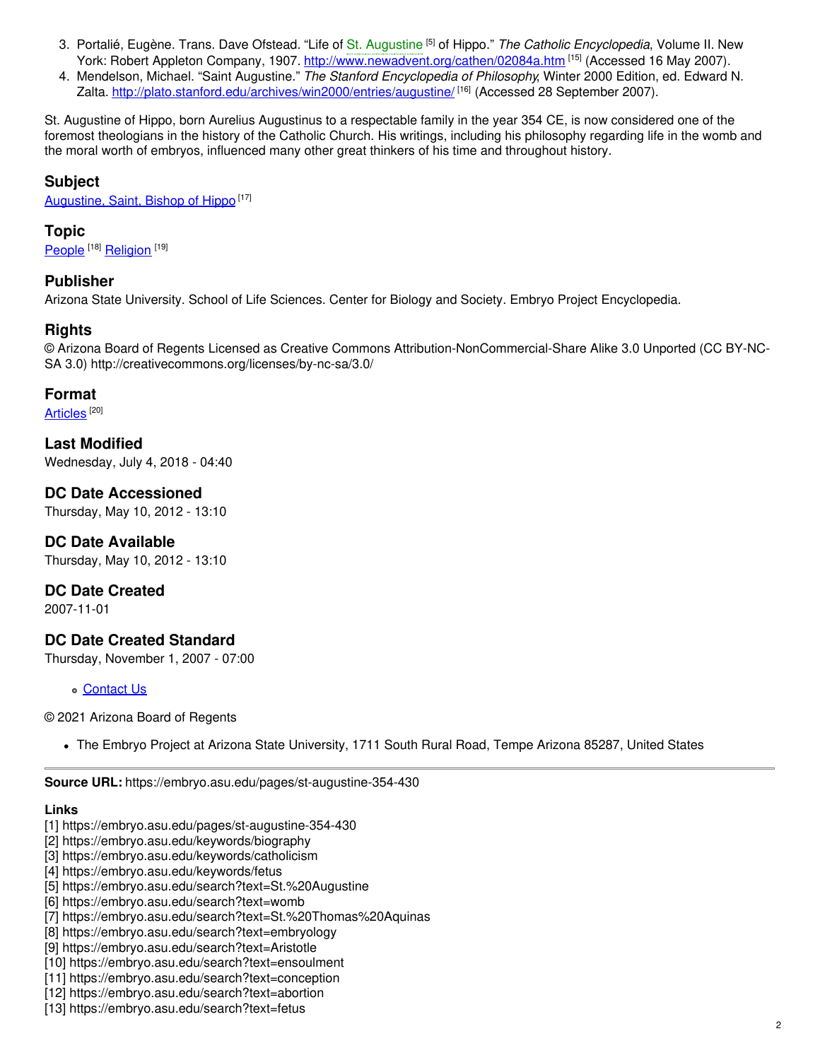3. Portalié, Eugène. Trans. Dave Ofstead. "Life of St. Augustine [5] of Hippo." *The Catholic Encyclopedia*, Volume II. New York: Robert Appleton Company, 1907. http://www.newadvent.org/cathen/02084a.htm [15] (Accessed 16 May 2007).
4. Mendelson, Michael. "Saint Augustine." *The Stanford Encyclopedia of Philosophy*, Winter 2000 Edition, ed. Edward N. Zalta. http://plato.stanford.edu/archives/win2000/entries/augustine/ [16] (Accessed 28 September 2007).

St. Augustine of Hippo, born Aurelius Augustinus to a respectable family in the year 354 CE, is now considered one of the foremost theologians in the history of the Catholic Church. His writings, including his philosophy regarding life in the womb and the moral worth of embryos, influenced many other great thinkers of his time and throughout history.

## Subject

Augustine, Saint, Bishop of Hippo [17]

## Topic

People [18] Religion [19]

## Publisher

Arizona State University. School of Life Sciences. Center for Biology and Society. Embryo Project Encyclopedia.

## Rights

© Arizona Board of Regents Licensed as Creative Commons Attribution-NonCommercial-Share Alike 3.0 Unported (CC BY-NC-SA 3.0) http://creativecommons.org/licenses/by-nc-sa/3.0/

## Format

Articles [20]

## Last Modified

Wednesday, July 4, 2018 - 04:40

## DC Date Accessioned

Thursday, May 10, 2012 - 13:10

## DC Date Available

Thursday, May 10, 2012 - 13:10

## DC Date Created

2007-11-01

## DC Date Created Standard

Thursday, November 1, 2007 - 07:00

- Contact Us

© 2021 Arizona Board of Regents

- The Embryo Project at Arizona State University, 1711 South Rural Road, Tempe Arizona 85287, United States

---

**Source URL:** https://embryo.asu.edu/pages/st-augustine-354-430

**Links**

[1] https://embryo.asu.edu/pages/st-augustine-354-430
[2] https://embryo.asu.edu/keywords/biography
[3] https://embryo.asu.edu/keywords/catholicism
[4] https://embryo.asu.edu/keywords/fetus
[5] https://embryo.asu.edu/search?text=St.%20Augustine
[6] https://embryo.asu.edu/search?text=womb
[7] https://embryo.asu.edu/search?text=St.%20Thomas%20Aquinas
[8] https://embryo.asu.edu/search?text=embryology
[9] https://embryo.asu.edu/search?text=Aristotle
[10] https://embryo.asu.edu/search?text=ensoulment
[11] https://embryo.asu.edu/search?text=conception
[12] https://embryo.asu.edu/search?text=abortion
[13] https://embryo.asu.edu/search?text=fetus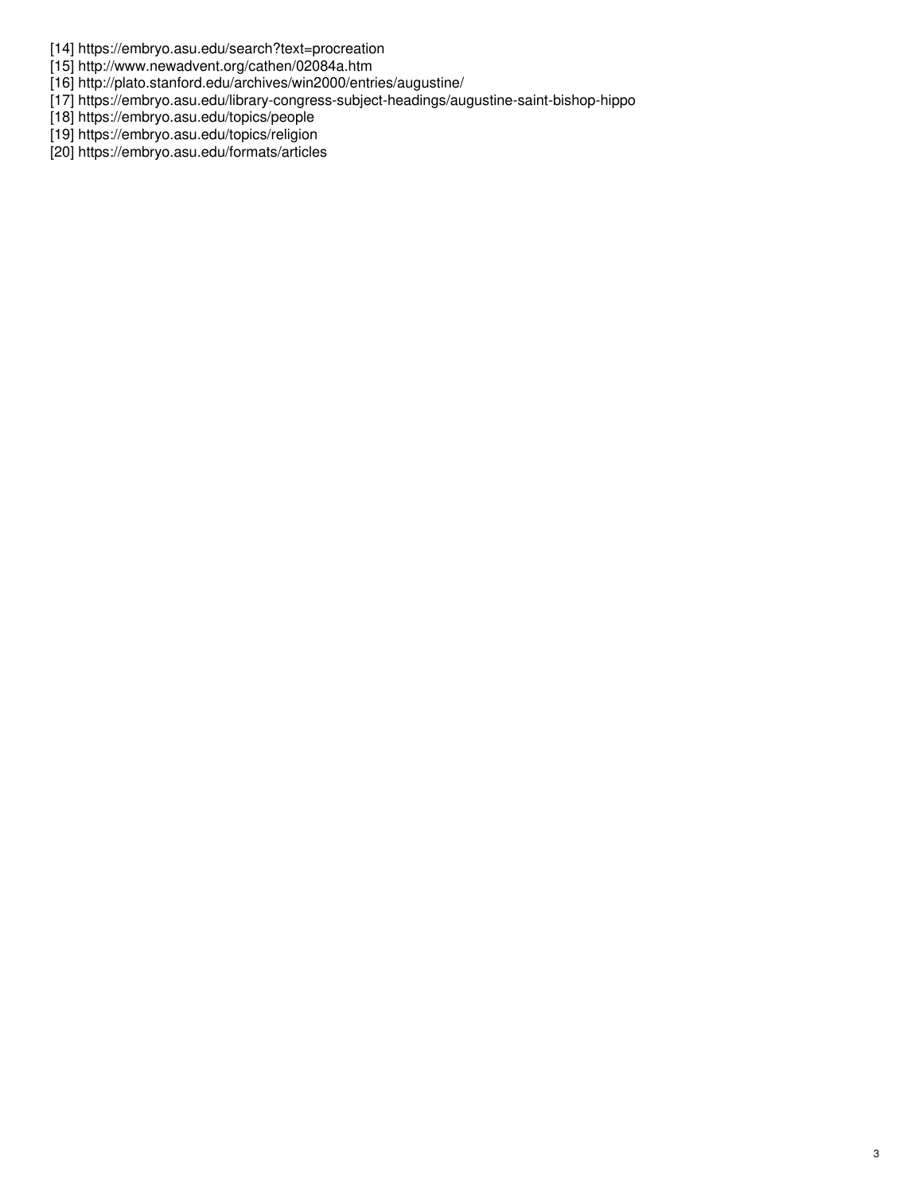[14] https://embryo.asu.edu/search?text=procreation
[15] http://www.newadvent.org/cathen/02084a.htm
[16] http://plato.stanford.edu/archives/win2000/entries/augustine/
[17] https://embryo.asu.edu/library-congress-subject-headings/augustine-saint-bishop-hippo
[18] https://embryo.asu.edu/topics/people
[19] https://embryo.asu.edu/topics/religion
[20] https://embryo.asu.edu/formats/articles